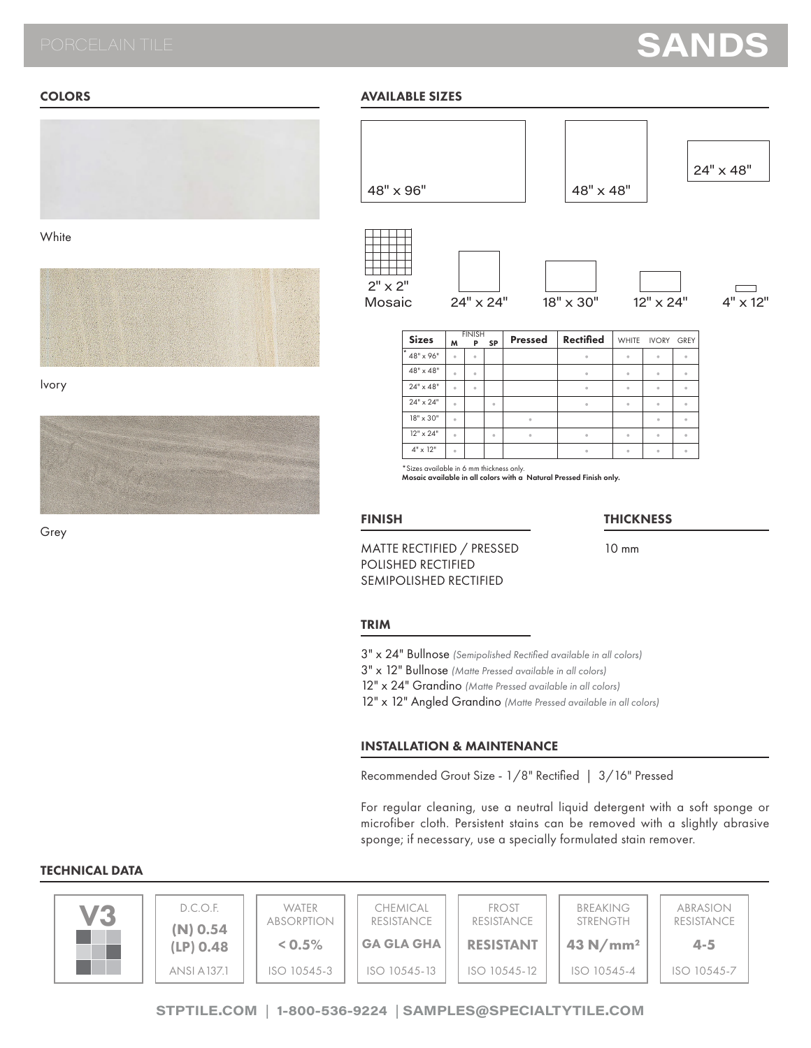# PORCELAIN TILE

# SANDS

## COLORS

White

Ivory

Grey

## AVAILABLE SIZES

48" x 96"

48" x 48"

24" x 48"

2" x 2" Mosaic

24" x 24"

18" x 30"

12" x 24"

4" x 12"

| Sizes | FINISH | | | Pressed | Rectified | WHITE | IVORY | GREY |
|---|---|---|---|---|---|---|---|---|
| | M | P | SP | | | | | |
| * 48" x 96" | • | • | | | • | • | • | • |
| 48" x 48" | • | • | | | • | • | • | • |
| 24" x 48" | • | • | | | • | • | • | • |
| 24" x 24" | • | | • | | • | • | • | • |
| 18" x 30" | • | | | • | | | • | • |
| 12" x 24" | • | | • | • | • | • | • | • |
| 4" x 12" | • | | | | • | • | • | • |

*Sizes available in 6 mm thickness only.
**Mosaic available in all colors with a Natural Pressed Finish only.**

## FINISH

MATTE RECTIFIED / PRESSED
POLISHED RECTIFIED
SEMIPOLISHED RECTIFIED

## THICKNESS

10 mm

## TRIM

3" x 24" Bullnose *(Semipolished Rectified available in all colors)*
3" x 12" Bullnose *(Matte Pressed available in all colors)*
12" x 24" Grandino *(Matte Pressed available in all colors)*
12" x 12" Angled Grandino *(Matte Pressed available in all colors)*

## INSTALLATION & MAINTENANCE

Recommended Grout Size - 1/8" Rectified | 3/16" Pressed

For regular cleaning, use a neutral liquid detergent with a soft sponge or microfiber cloth. Persistent stains can be removed with a slightly abrasive sponge; if necessary, use a specially formulated stain remover.

## TECHNICAL DATA

| V3 | D.C.O.F. | WATER ABSORPTION | CHEMICAL RESISTANCE | FROST RESISTANCE | BREAKING STRENGTH | ABRASION RESISTANCE |
|---|---|---|---|---|---|---|
| | **(N) 0.54** **(LP) 0.48** | **< 0.5%** | **GA GLA GHA** | **RESISTANT** | **43 N/mm²** | **4-5** |
| | ANSI A137.1 | ISO 10545-3 | ISO 10545-13 | ISO 10545-12 | ISO 10545-4 | ISO 10545-7 |

STPTILE.COM | 1-800-536-9224 | SAMPLES@SPECIALTYTILE.COM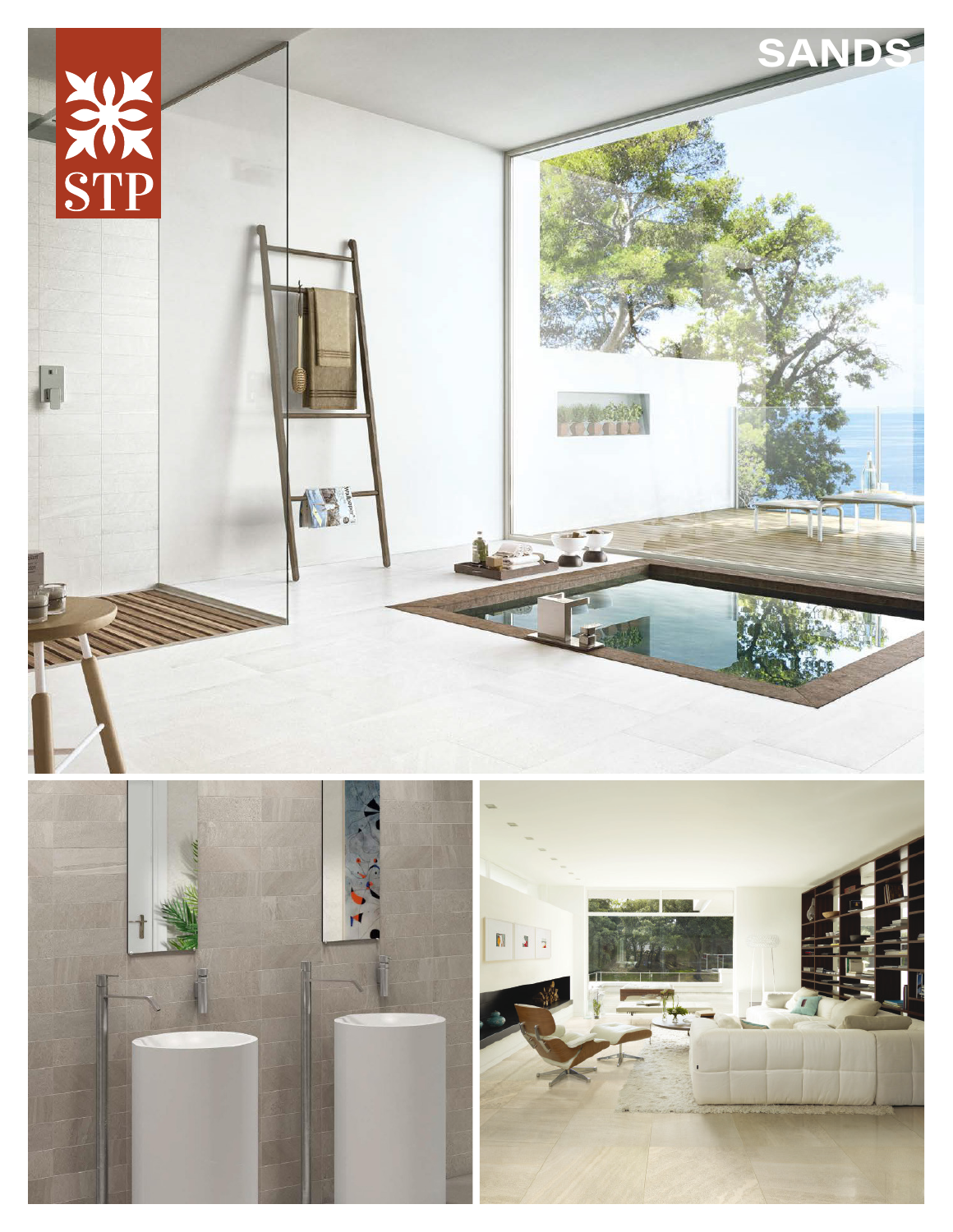STP

# SANDS